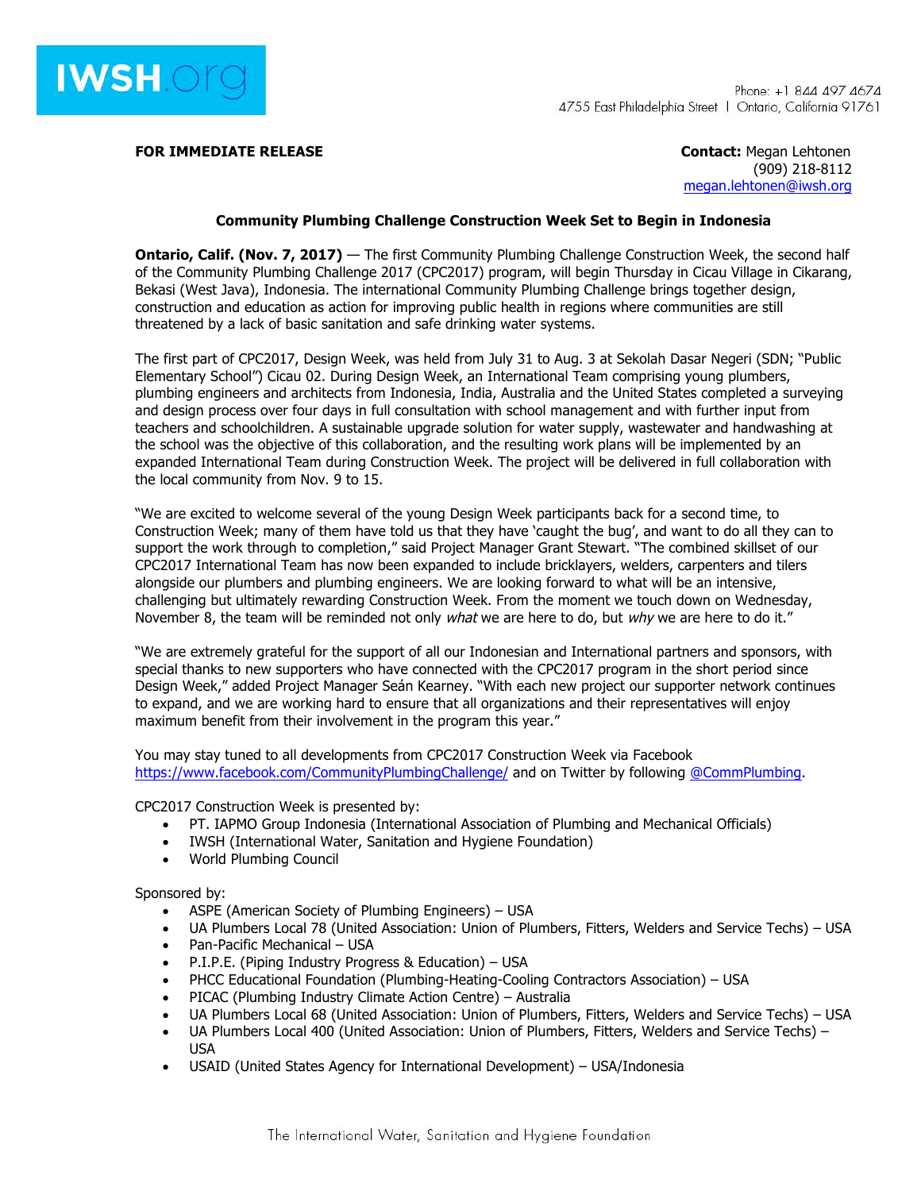IWSH.org

Phone: +1 844 497 4674
4755 East Philadelphia Street | Ontario, California 91761

**FOR IMMEDIATE RELEASE**

**Contact:** Megan Lehtonen
(909) 218-8112
megan.lehtonen@iwsh.org

**Community Plumbing Challenge Construction Week Set to Begin in Indonesia**

**Ontario, Calif. (Nov. 7, 2017)** — The first Community Plumbing Challenge Construction Week, the second half of the Community Plumbing Challenge 2017 (CPC2017) program, will begin Thursday in Cicau Village in Cikarang, Bekasi (West Java), Indonesia. The international Community Plumbing Challenge brings together design, construction and education as action for improving public health in regions where communities are still threatened by a lack of basic sanitation and safe drinking water systems.

The first part of CPC2017, Design Week, was held from July 31 to Aug. 3 at Sekolah Dasar Negeri (SDN; "Public Elementary School") Cicau 02. During Design Week, an International Team comprising young plumbers, plumbing engineers and architects from Indonesia, India, Australia and the United States completed a surveying and design process over four days in full consultation with school management and with further input from teachers and schoolchildren. A sustainable upgrade solution for water supply, wastewater and handwashing at the school was the objective of this collaboration, and the resulting work plans will be implemented by an expanded International Team during Construction Week. The project will be delivered in full collaboration with the local community from Nov. 9 to 15.

"We are excited to welcome several of the young Design Week participants back for a second time, to Construction Week; many of them have told us that they have 'caught the bug', and want to do all they can to support the work through to completion," said Project Manager Grant Stewart. "The combined skillset of our CPC2017 International Team has now been expanded to include bricklayers, welders, carpenters and tilers alongside our plumbers and plumbing engineers. We are looking forward to what will be an intensive, challenging but ultimately rewarding Construction Week. From the moment we touch down on Wednesday, November 8, the team will be reminded not only *what* we are here to do, but *why* we are here to do it."

"We are extremely grateful for the support of all our Indonesian and International partners and sponsors, with special thanks to new supporters who have connected with the CPC2017 program in the short period since Design Week," added Project Manager Seán Kearney. "With each new project our supporter network continues to expand, and we are working hard to ensure that all organizations and their representatives will enjoy maximum benefit from their involvement in the program this year."

You may stay tuned to all developments from CPC2017 Construction Week via Facebook https://www.facebook.com/CommunityPlumbingChallenge/ and on Twitter by following @CommPlumbing.

CPC2017 Construction Week is presented by:

- PT. IAPMO Group Indonesia (International Association of Plumbing and Mechanical Officials)
- IWSH (International Water, Sanitation and Hygiene Foundation)
- World Plumbing Council

Sponsored by:

- ASPE (American Society of Plumbing Engineers) – USA
- UA Plumbers Local 78 (United Association: Union of Plumbers, Fitters, Welders and Service Techs) – USA
- Pan-Pacific Mechanical – USA
- P.I.P.E. (Piping Industry Progress & Education) – USA
- PHCC Educational Foundation (Plumbing-Heating-Cooling Contractors Association) – USA
- PICAC (Plumbing Industry Climate Action Centre) – Australia
- UA Plumbers Local 68 (United Association: Union of Plumbers, Fitters, Welders and Service Techs) – USA
- UA Plumbers Local 400 (United Association: Union of Plumbers, Fitters, Welders and Service Techs) – USA
- USAID (United States Agency for International Development) – USA/Indonesia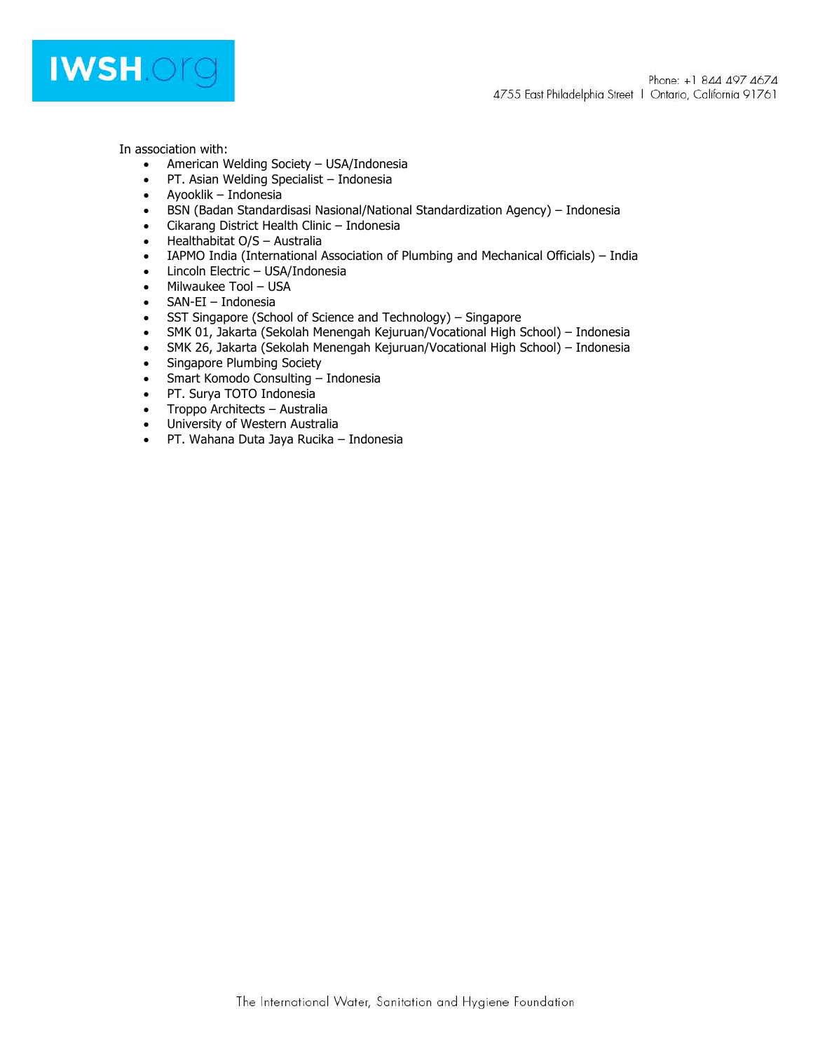In association with:

- American Welding Society – USA/Indonesia
- PT. Asian Welding Specialist – Indonesia
- Ayooklik – Indonesia
- BSN (Badan Standardisasi Nasional/National Standardization Agency) – Indonesia
- Cikarang District Health Clinic – Indonesia
- Healthabitat O/S – Australia
- IAPMO India (International Association of Plumbing and Mechanical Officials) – India
- Lincoln Electric – USA/Indonesia
- Milwaukee Tool – USA
- SAN-EI – Indonesia
- SST Singapore (School of Science and Technology) – Singapore
- SMK 01, Jakarta (Sekolah Menengah Kejuruan/Vocational High School) – Indonesia
- SMK 26, Jakarta (Sekolah Menengah Kejuruan/Vocational High School) – Indonesia
- Singapore Plumbing Society
- Smart Komodo Consulting – Indonesia
- PT. Surya TOTO Indonesia
- Troppo Architects – Australia
- University of Western Australia
- PT. Wahana Duta Jaya Rucika – Indonesia